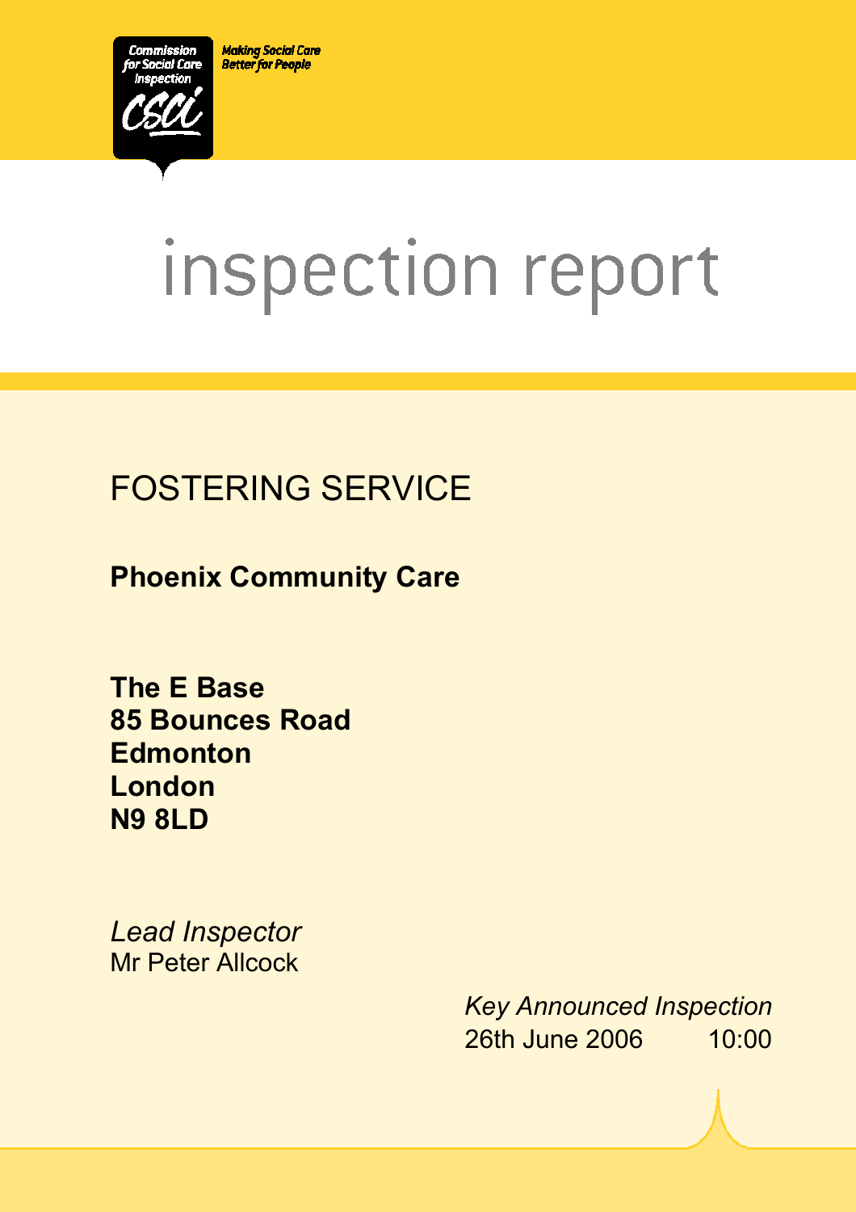Commission for Social Care Inspection

CSCI

Making Social Care Better for People

# inspection report

## FOSTERING SERVICE

**Phoenix Community Care**

**The E Base**
**85 Bounces Road**
**Edmonton**
**London**
**N9 8LD**

*Lead Inspector*
Mr Peter Allcock

*Key Announced Inspection*
26th June 2006 10:00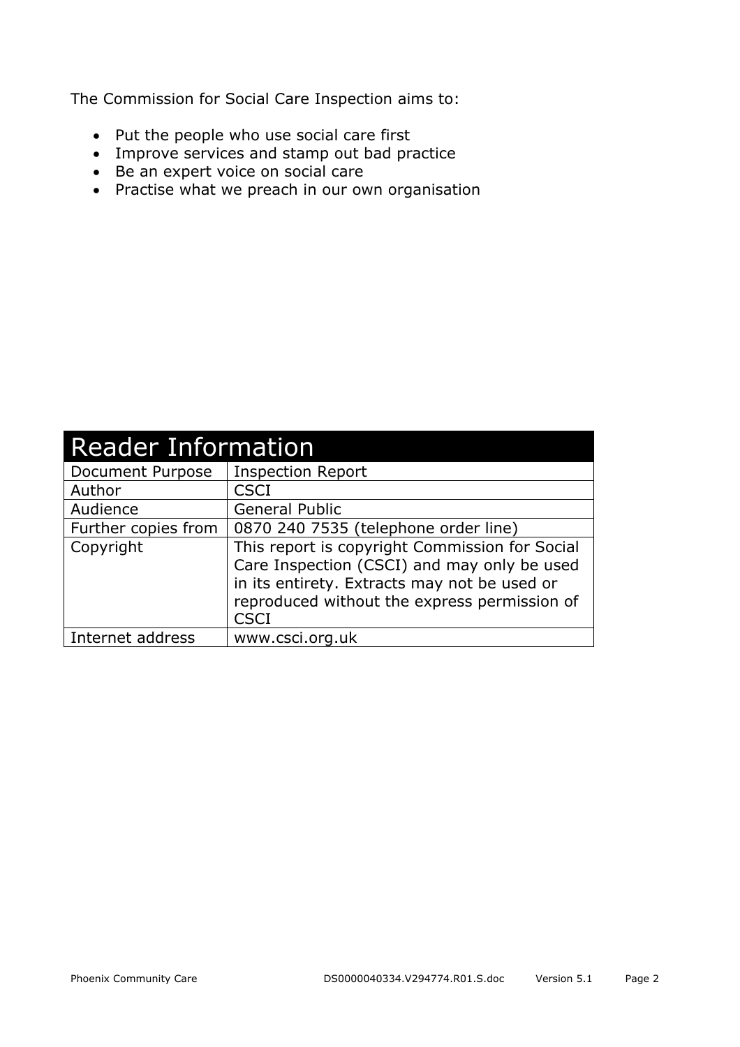The Commission for Social Care Inspection aims to:

- Put the people who use social care first
- Improve services and stamp out bad practice
- Be an expert voice on social care
- Practise what we preach in our own organisation

| Reader Information | |
|---|---|
| Document Purpose | Inspection Report |
| Author | CSCI |
| Audience | General Public |
| Further copies from | 0870 240 7535 (telephone order line) |
| Copyright | This report is copyright Commission for Social Care Inspection (CSCI) and may only be used in its entirety. Extracts may not be used or reproduced without the express permission of CSCI |
| Internet address | www.csci.org.uk |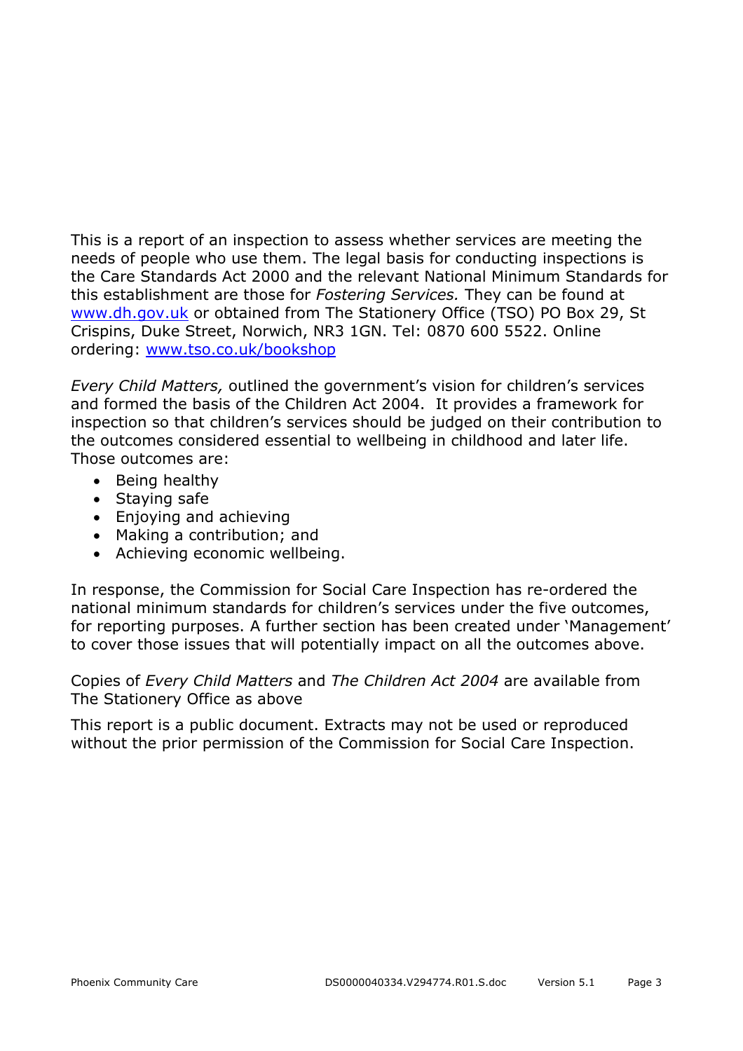This is a report of an inspection to assess whether services are meeting the needs of people who use them. The legal basis for conducting inspections is the Care Standards Act 2000 and the relevant National Minimum Standards for this establishment are those for *Fostering Services.* They can be found at www.dh.gov.uk or obtained from The Stationery Office (TSO) PO Box 29, St Crispins, Duke Street, Norwich, NR3 1GN. Tel: 0870 600 5522. Online ordering: www.tso.co.uk/bookshop

*Every Child Matters,* outlined the government's vision for children's services and formed the basis of the Children Act 2004. It provides a framework for inspection so that children's services should be judged on their contribution to the outcomes considered essential to wellbeing in childhood and later life. Those outcomes are:

- Being healthy
- Staying safe
- Enjoying and achieving
- Making a contribution; and
- Achieving economic wellbeing.

In response, the Commission for Social Care Inspection has re-ordered the national minimum standards for children's services under the five outcomes, for reporting purposes. A further section has been created under 'Management' to cover those issues that will potentially impact on all the outcomes above.

Copies of *Every Child Matters* and *The Children Act 2004* are available from The Stationery Office as above

This report is a public document. Extracts may not be used or reproduced without the prior permission of the Commission for Social Care Inspection.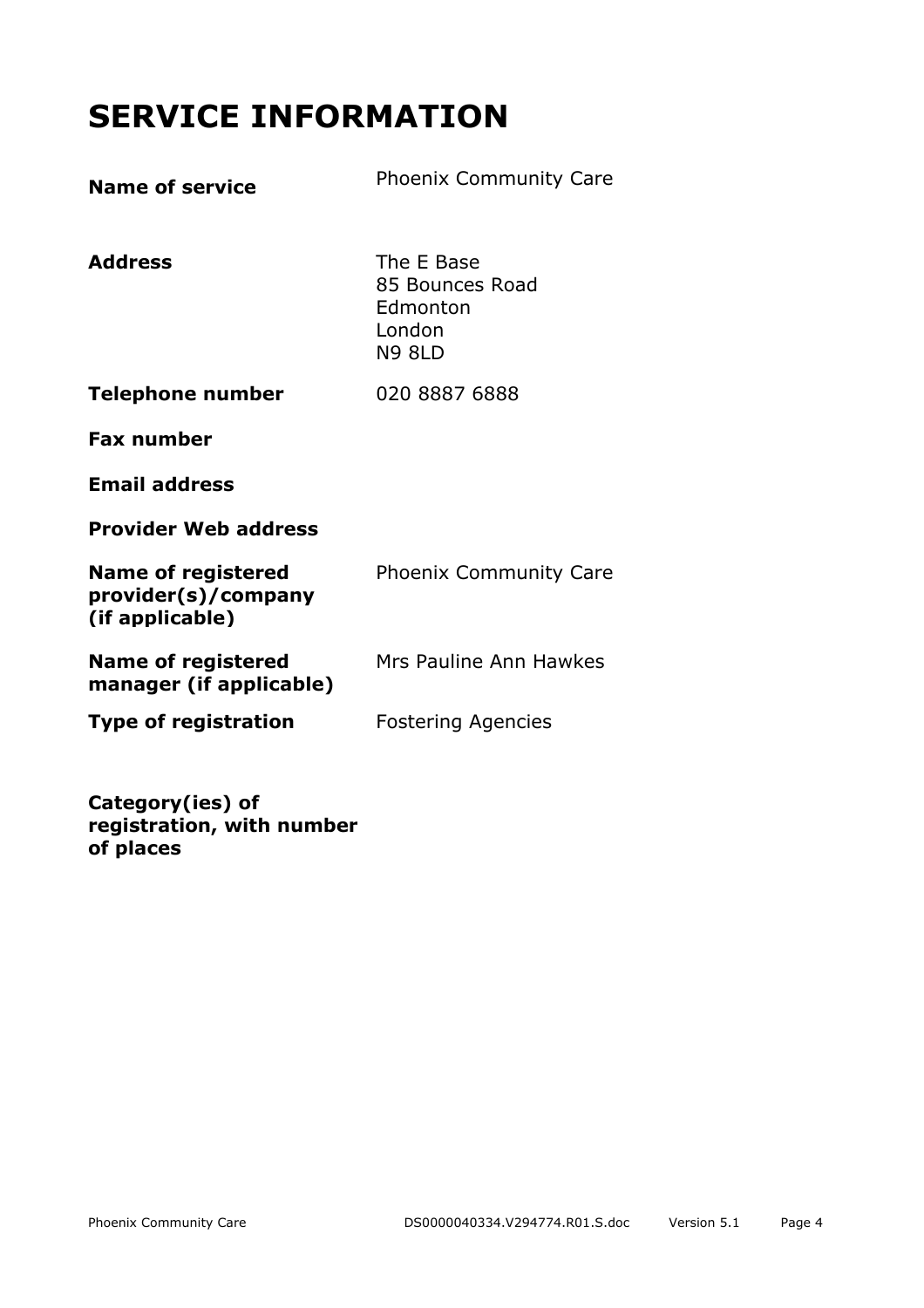# SERVICE INFORMATION

| | |
|---|---|
| **Name of service** | Phoenix Community Care |
| **Address** | The E Base<br>85 Bounces Road<br>Edmonton<br>London<br>N9 8LD |
| **Telephone number** | 020 8887 6888 |
| **Fax number** | |
| **Email address** | |
| **Provider Web address** | |
| **Name of registered provider(s)/company (if applicable)** | Phoenix Community Care |
| **Name of registered manager (if applicable)** | Mrs Pauline Ann Hawkes |
| **Type of registration** | Fostering Agencies |
| **Category(ies) of registration, with number of places** | |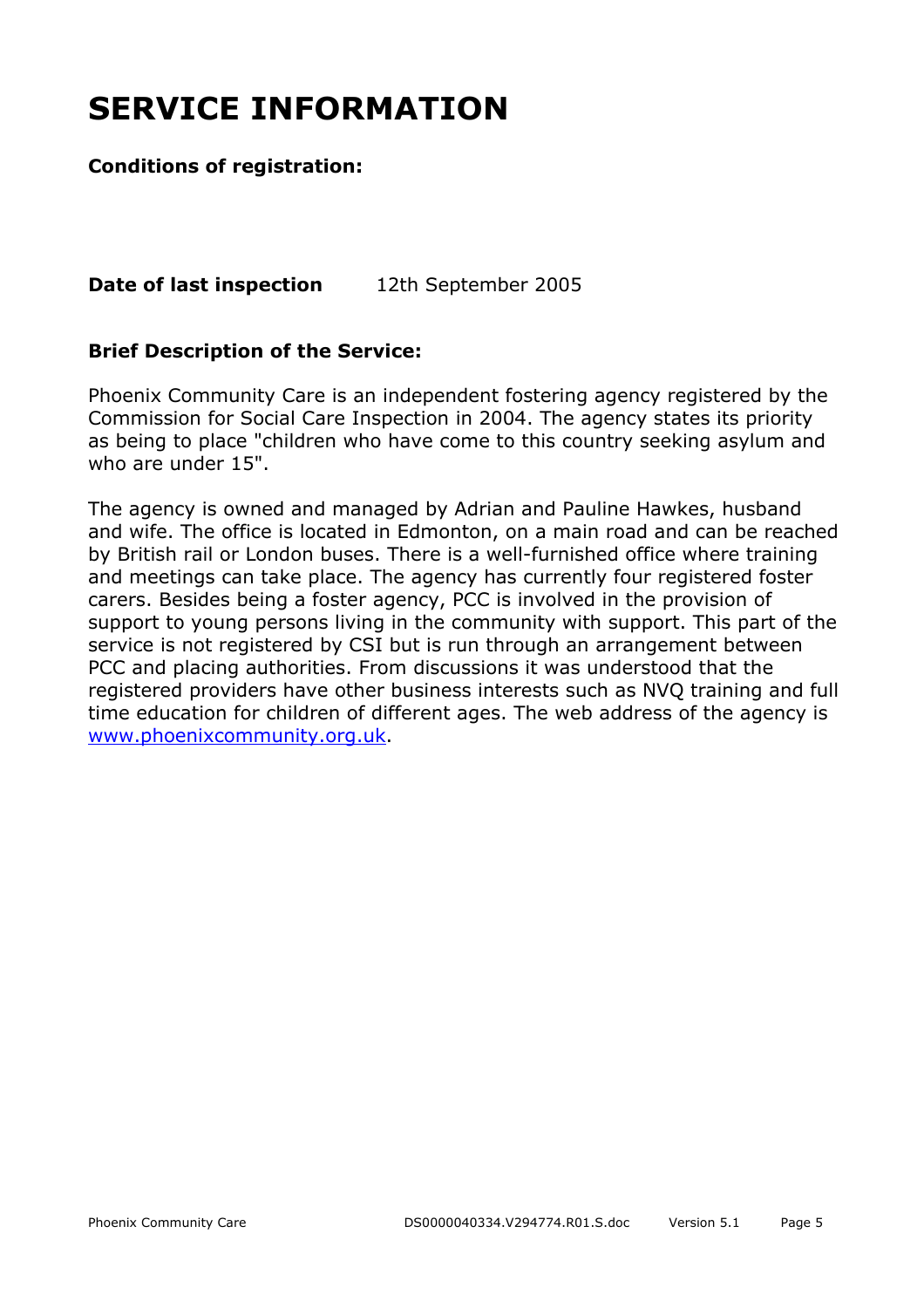# SERVICE INFORMATION

**Conditions of registration:**

**Date of last inspection** 12th September 2005

**Brief Description of the Service:**

Phoenix Community Care is an independent fostering agency registered by the Commission for Social Care Inspection in 2004. The agency states its priority as being to place "children who have come to this country seeking asylum and who are under 15".

The agency is owned and managed by Adrian and Pauline Hawkes, husband and wife. The office is located in Edmonton, on a main road and can be reached by British rail or London buses. There is a well-furnished office where training and meetings can take place. The agency has currently four registered foster carers. Besides being a foster agency, PCC is involved in the provision of support to young persons living in the community with support. This part of the service is not registered by CSI but is run through an arrangement between PCC and placing authorities. From discussions it was understood that the registered providers have other business interests such as NVQ training and full time education for children of different ages. The web address of the agency is [www.phoenixcommunity.org.uk](http://www.phoenixcommunity.org.uk).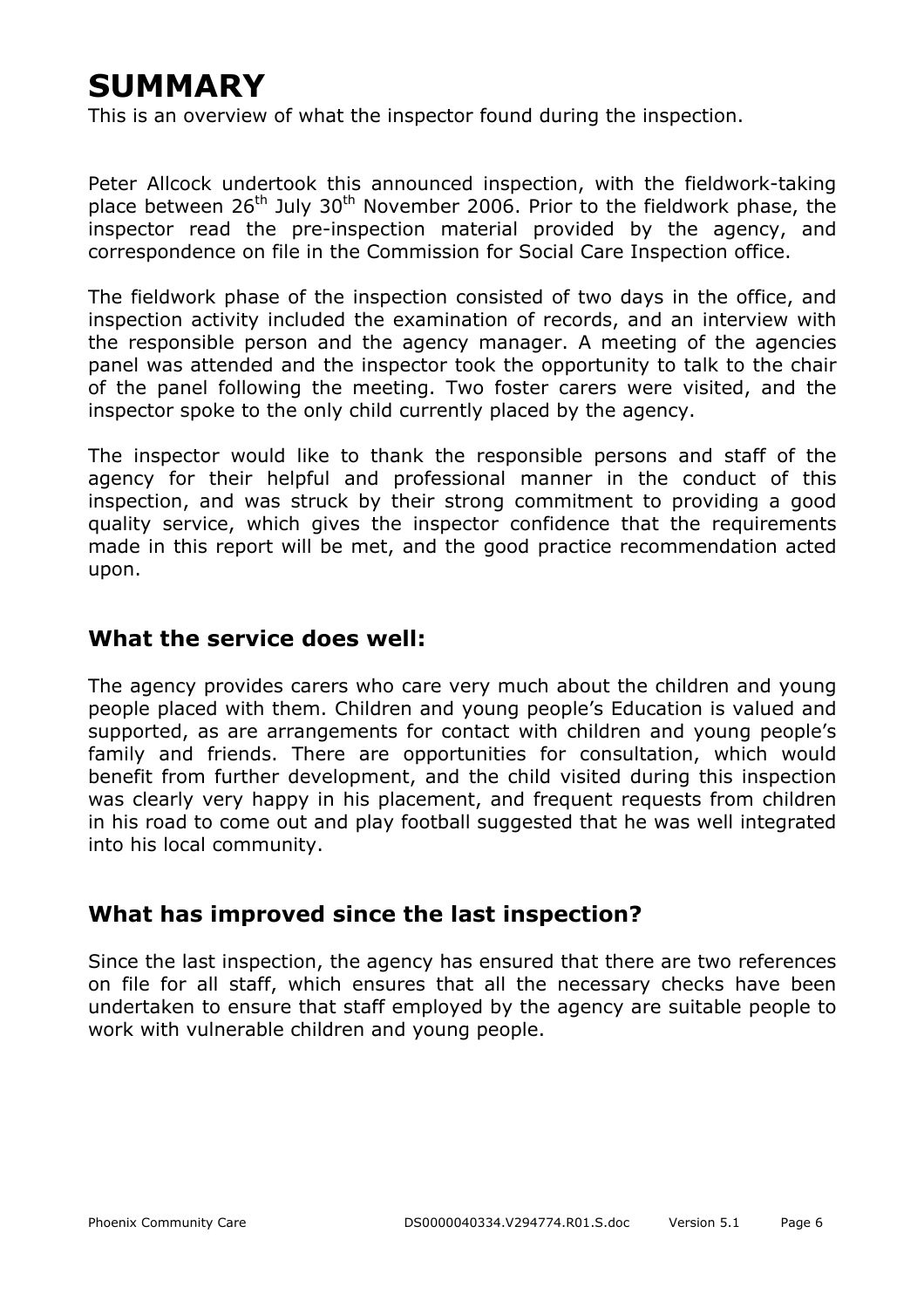# SUMMARY

This is an overview of what the inspector found during the inspection.

Peter Allcock undertook this announced inspection, with the fieldwork-taking place between 26th July 30th November 2006. Prior to the fieldwork phase, the inspector read the pre-inspection material provided by the agency, and correspondence on file in the Commission for Social Care Inspection office.

The fieldwork phase of the inspection consisted of two days in the office, and inspection activity included the examination of records, and an interview with the responsible person and the agency manager. A meeting of the agencies panel was attended and the inspector took the opportunity to talk to the chair of the panel following the meeting. Two foster carers were visited, and the inspector spoke to the only child currently placed by the agency.

The inspector would like to thank the responsible persons and staff of the agency for their helpful and professional manner in the conduct of this inspection, and was struck by their strong commitment to providing a good quality service, which gives the inspector confidence that the requirements made in this report will be met, and the good practice recommendation acted upon.

## What the service does well:

The agency provides carers who care very much about the children and young people placed with them. Children and young people's Education is valued and supported, as are arrangements for contact with children and young people's family and friends. There are opportunities for consultation, which would benefit from further development, and the child visited during this inspection was clearly very happy in his placement, and frequent requests from children in his road to come out and play football suggested that he was well integrated into his local community.

## What has improved since the last inspection?

Since the last inspection, the agency has ensured that there are two references on file for all staff, which ensures that all the necessary checks have been undertaken to ensure that staff employed by the agency are suitable people to work with vulnerable children and young people.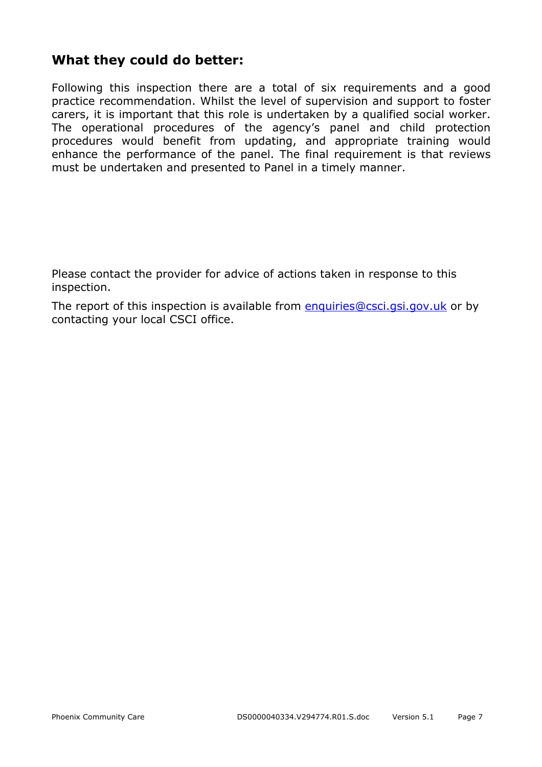## What they could do better:

Following this inspection there are a total of six requirements and a good practice recommendation. Whilst the level of supervision and support to foster carers, it is important that this role is undertaken by a qualified social worker. The operational procedures of the agency's panel and child protection procedures would benefit from updating, and appropriate training would enhance the performance of the panel. The final requirement is that reviews must be undertaken and presented to Panel in a timely manner.

Please contact the provider for advice of actions taken in response to this inspection.

The report of this inspection is available from enquiries@csci.gsi.gov.uk or by contacting your local CSCI office.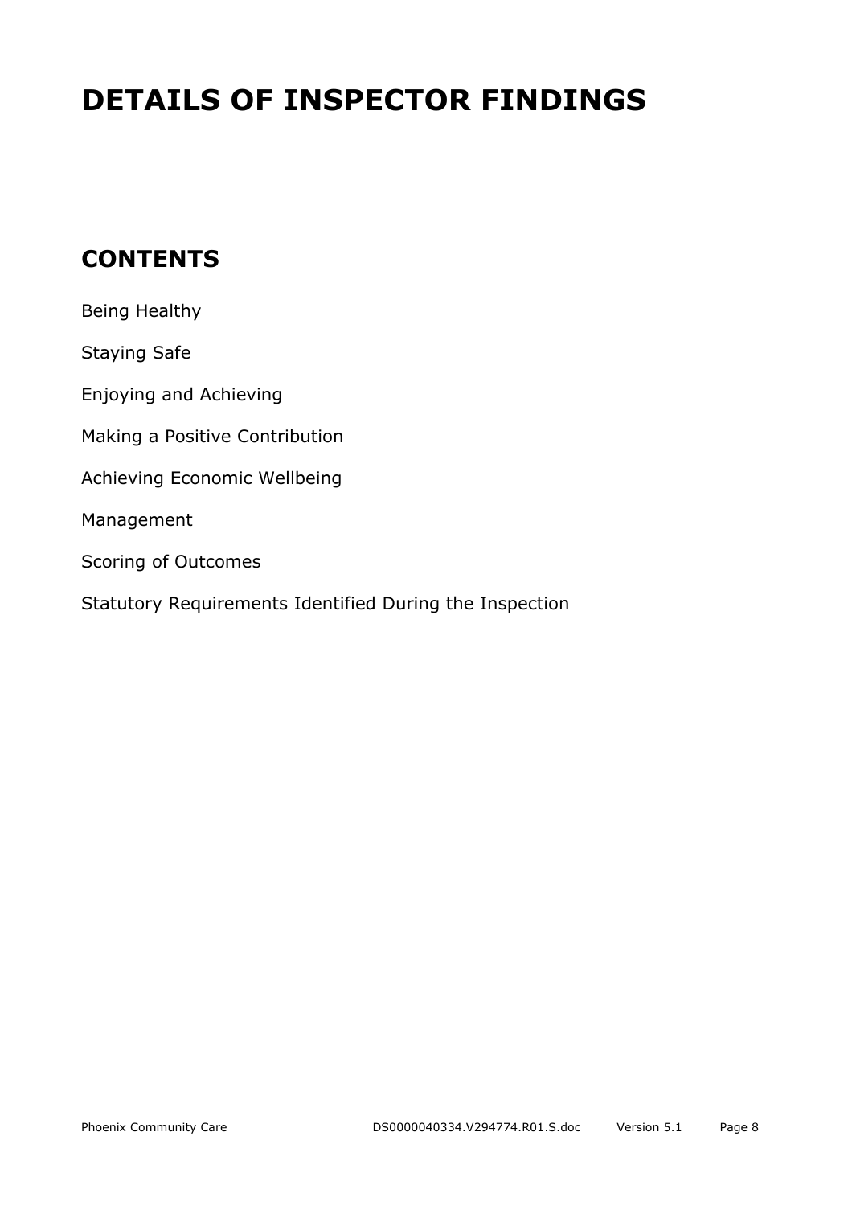# DETAILS OF INSPECTOR FINDINGS

## CONTENTS

Being Healthy

Staying Safe

Enjoying and Achieving

Making a Positive Contribution

Achieving Economic Wellbeing

Management

Scoring of Outcomes

Statutory Requirements Identified During the Inspection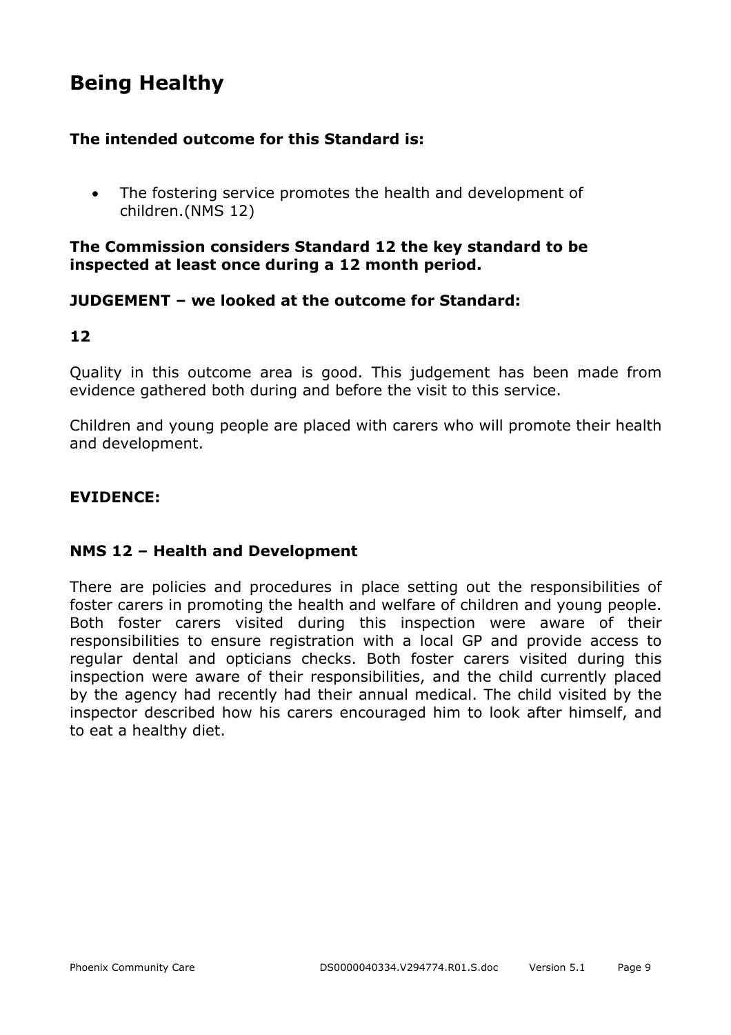# Being Healthy

**The intended outcome for this Standard is:**

- The fostering service promotes the health and development of children.(NMS 12)

**The Commission considers Standard 12 the key standard to be inspected at least once during a 12 month period.**

**JUDGEMENT – we looked at the outcome for Standard:**

**12**

Quality in this outcome area is good. This judgement has been made from evidence gathered both during and before the visit to this service.

Children and young people are placed with carers who will promote their health and development.

**EVIDENCE:**

**NMS 12 – Health and Development**

There are policies and procedures in place setting out the responsibilities of foster carers in promoting the health and welfare of children and young people. Both foster carers visited during this inspection were aware of their responsibilities to ensure registration with a local GP and provide access to regular dental and opticians checks. Both foster carers visited during this inspection were aware of their responsibilities, and the child currently placed by the agency had recently had their annual medical. The child visited by the inspector described how his carers encouraged him to look after himself, and to eat a healthy diet.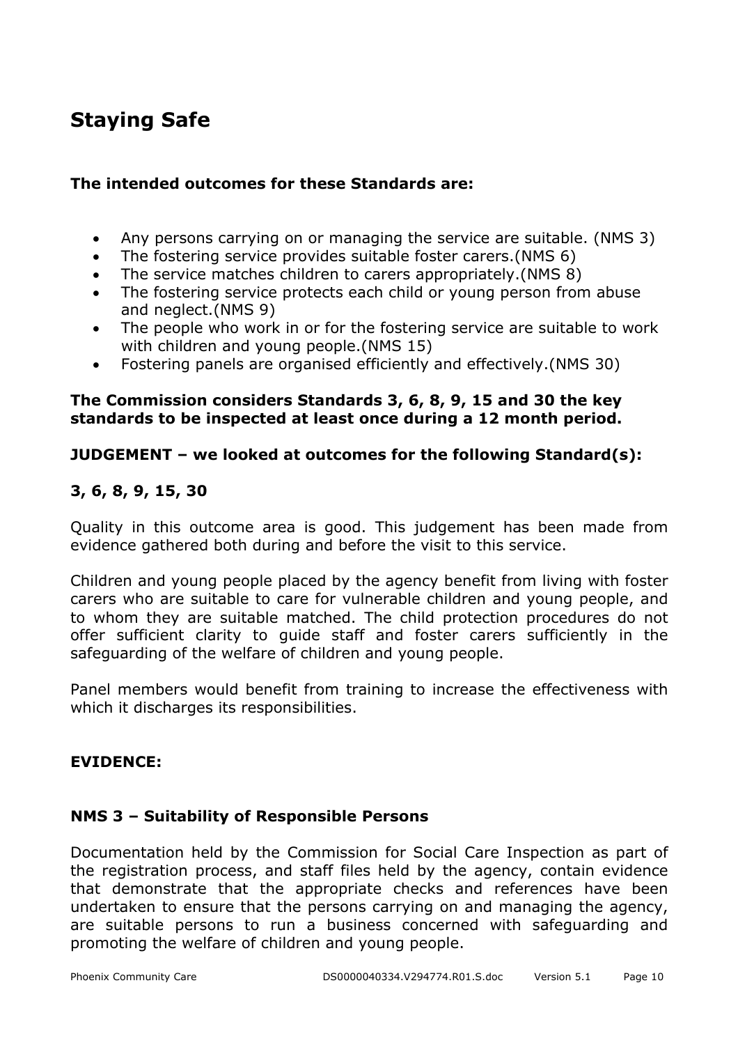# Staying Safe

**The intended outcomes for these Standards are:**

- Any persons carrying on or managing the service are suitable. (NMS 3)
- The fostering service provides suitable foster carers.(NMS 6)
- The service matches children to carers appropriately.(NMS 8)
- The fostering service protects each child or young person from abuse and neglect.(NMS 9)
- The people who work in or for the fostering service are suitable to work with children and young people.(NMS 15)
- Fostering panels are organised efficiently and effectively.(NMS 30)

**The Commission considers Standards 3, 6, 8, 9, 15 and 30 the key standards to be inspected at least once during a 12 month period.**

**JUDGEMENT – we looked at outcomes for the following Standard(s):**

**3, 6, 8, 9, 15, 30**

Quality in this outcome area is good. This judgement has been made from evidence gathered both during and before the visit to this service.

Children and young people placed by the agency benefit from living with foster carers who are suitable to care for vulnerable children and young people, and to whom they are suitable matched. The child protection procedures do not offer sufficient clarity to guide staff and foster carers sufficiently in the safeguarding of the welfare of children and young people.

Panel members would benefit from training to increase the effectiveness with which it discharges its responsibilities.

**EVIDENCE:**

**NMS 3 – Suitability of Responsible Persons**

Documentation held by the Commission for Social Care Inspection as part of the registration process, and staff files held by the agency, contain evidence that demonstrate that the appropriate checks and references have been undertaken to ensure that the persons carrying on and managing the agency, are suitable persons to run a business concerned with safeguarding and promoting the welfare of children and young people.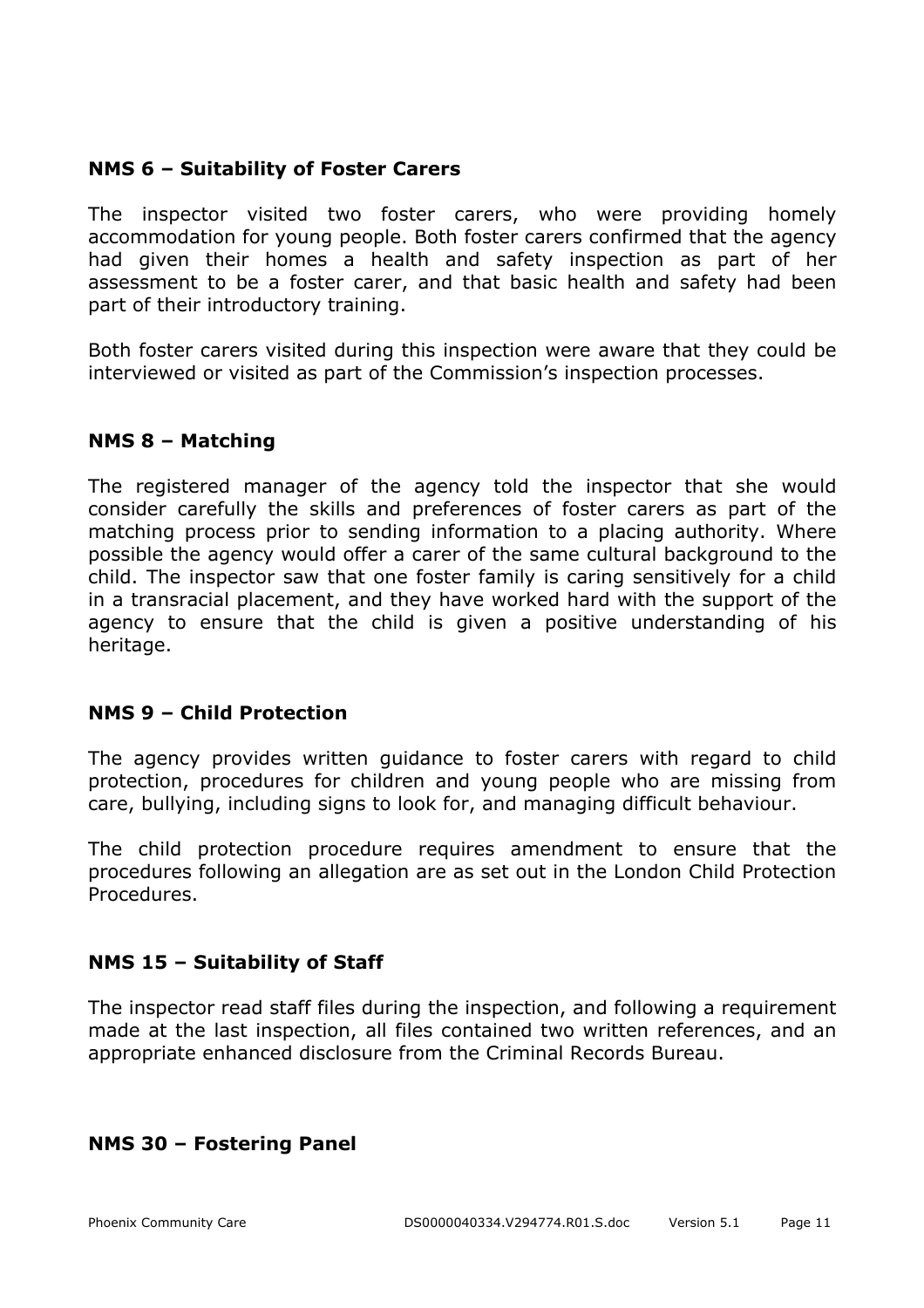**NMS 6 – Suitability of Foster Carers**

The inspector visited two foster carers, who were providing homely accommodation for young people. Both foster carers confirmed that the agency had given their homes a health and safety inspection as part of her assessment to be a foster carer, and that basic health and safety had been part of their introductory training.

Both foster carers visited during this inspection were aware that they could be interviewed or visited as part of the Commission's inspection processes.

**NMS 8 – Matching**

The registered manager of the agency told the inspector that she would consider carefully the skills and preferences of foster carers as part of the matching process prior to sending information to a placing authority. Where possible the agency would offer a carer of the same cultural background to the child. The inspector saw that one foster family is caring sensitively for a child in a transracial placement, and they have worked hard with the support of the agency to ensure that the child is given a positive understanding of his heritage.

**NMS 9 – Child Protection**

The agency provides written guidance to foster carers with regard to child protection, procedures for children and young people who are missing from care, bullying, including signs to look for, and managing difficult behaviour.

The child protection procedure requires amendment to ensure that the procedures following an allegation are as set out in the London Child Protection Procedures.

**NMS 15 – Suitability of Staff**

The inspector read staff files during the inspection, and following a requirement made at the last inspection, all files contained two written references, and an appropriate enhanced disclosure from the Criminal Records Bureau.

**NMS 30 – Fostering Panel**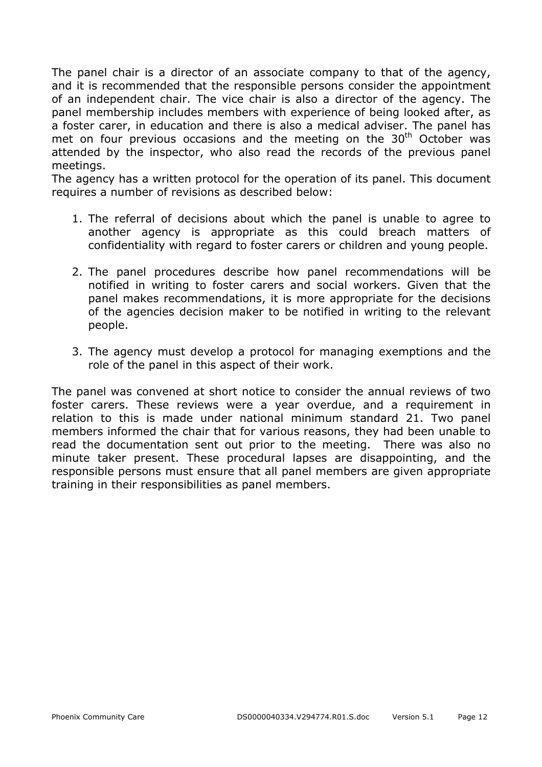The panel chair is a director of an associate company to that of the agency, and it is recommended that the responsible persons consider the appointment of an independent chair. The vice chair is also a director of the agency. The panel membership includes members with experience of being looked after, as a foster carer, in education and there is also a medical adviser. The panel has met on four previous occasions and the meeting on the 30th October was attended by the inspector, who also read the records of the previous panel meetings.
The agency has a written protocol for the operation of its panel. This document requires a number of revisions as described below:

1. The referral of decisions about which the panel is unable to agree to another agency is appropriate as this could breach matters of confidentiality with regard to foster carers or children and young people.

2. The panel procedures describe how panel recommendations will be notified in writing to foster carers and social workers. Given that the panel makes recommendations, it is more appropriate for the decisions of the agencies decision maker to be notified in writing to the relevant people.

3. The agency must develop a protocol for managing exemptions and the role of the panel in this aspect of their work.

The panel was convened at short notice to consider the annual reviews of two foster carers. These reviews were a year overdue, and a requirement in relation to this is made under national minimum standard 21. Two panel members informed the chair that for various reasons, they had been unable to read the documentation sent out prior to the meeting. There was also no minute taker present. These procedural lapses are disappointing, and the responsible persons must ensure that all panel members are given appropriate training in their responsibilities as panel members.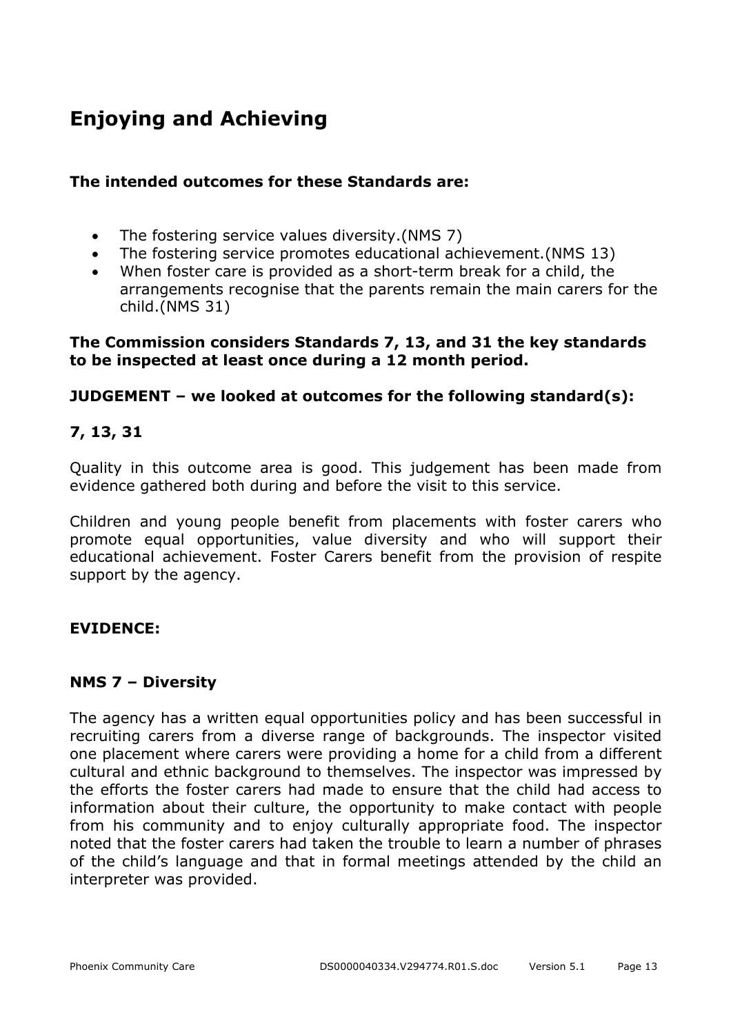# Enjoying and Achieving

**The intended outcomes for these Standards are:**

- The fostering service values diversity.(NMS 7)
- The fostering service promotes educational achievement.(NMS 13)
- When foster care is provided as a short-term break for a child, the arrangements recognise that the parents remain the main carers for the child.(NMS 31)

**The Commission considers Standards 7, 13, and 31 the key standards to be inspected at least once during a 12 month period.**

**JUDGEMENT – we looked at outcomes for the following standard(s):**

**7, 13, 31**

Quality in this outcome area is good. This judgement has been made from evidence gathered both during and before the visit to this service.

Children and young people benefit from placements with foster carers who promote equal opportunities, value diversity and who will support their educational achievement. Foster Carers benefit from the provision of respite support by the agency.

**EVIDENCE:**

**NMS 7 – Diversity**

The agency has a written equal opportunities policy and has been successful in recruiting carers from a diverse range of backgrounds. The inspector visited one placement where carers were providing a home for a child from a different cultural and ethnic background to themselves. The inspector was impressed by the efforts the foster carers had made to ensure that the child had access to information about their culture, the opportunity to make contact with people from his community and to enjoy culturally appropriate food. The inspector noted that the foster carers had taken the trouble to learn a number of phrases of the child's language and that in formal meetings attended by the child an interpreter was provided.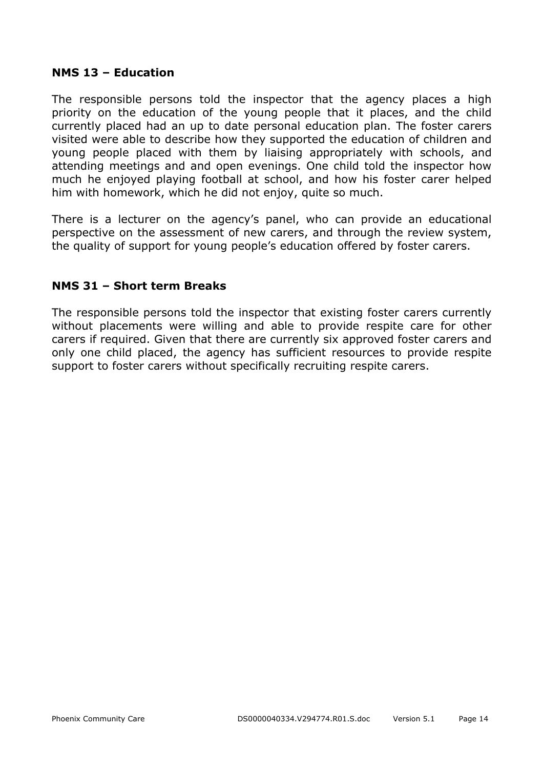**NMS 13 – Education**

The responsible persons told the inspector that the agency places a high priority on the education of the young people that it places, and the child currently placed had an up to date personal education plan. The foster carers visited were able to describe how they supported the education of children and young people placed with them by liaising appropriately with schools, and attending meetings and and open evenings. One child told the inspector how much he enjoyed playing football at school, and how his foster carer helped him with homework, which he did not enjoy, quite so much.

There is a lecturer on the agency's panel, who can provide an educational perspective on the assessment of new carers, and through the review system, the quality of support for young people's education offered by foster carers.

**NMS 31 – Short term Breaks**

The responsible persons told the inspector that existing foster carers currently without placements were willing and able to provide respite care for other carers if required. Given that there are currently six approved foster carers and only one child placed, the agency has sufficient resources to provide respite support to foster carers without specifically recruiting respite carers.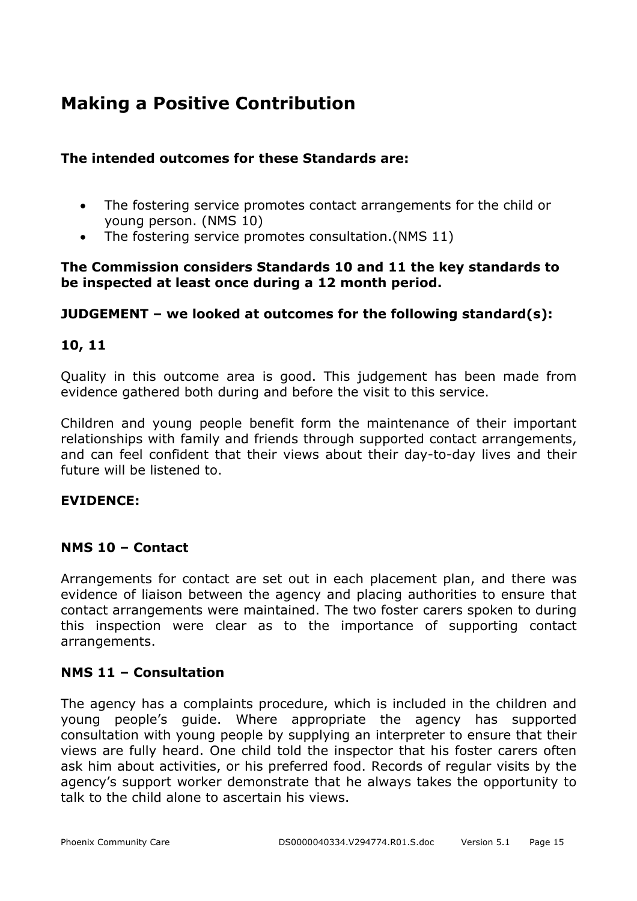# Making a Positive Contribution

**The intended outcomes for these Standards are:**

- The fostering service promotes contact arrangements for the child or young person. (NMS 10)
- The fostering service promotes consultation.(NMS 11)

**The Commission considers Standards 10 and 11 the key standards to be inspected at least once during a 12 month period.**

**JUDGEMENT – we looked at outcomes for the following standard(s):**

**10, 11**

Quality in this outcome area is good. This judgement has been made from evidence gathered both during and before the visit to this service.

Children and young people benefit form the maintenance of their important relationships with family and friends through supported contact arrangements, and can feel confident that their views about their day-to-day lives and their future will be listened to.

**EVIDENCE:**

**NMS 10 – Contact**

Arrangements for contact are set out in each placement plan, and there was evidence of liaison between the agency and placing authorities to ensure that contact arrangements were maintained. The two foster carers spoken to during this inspection were clear as to the importance of supporting contact arrangements.

**NMS 11 – Consultation**

The agency has a complaints procedure, which is included in the children and young people's guide. Where appropriate the agency has supported consultation with young people by supplying an interpreter to ensure that their views are fully heard. One child told the inspector that his foster carers often ask him about activities, or his preferred food. Records of regular visits by the agency's support worker demonstrate that he always takes the opportunity to talk to the child alone to ascertain his views.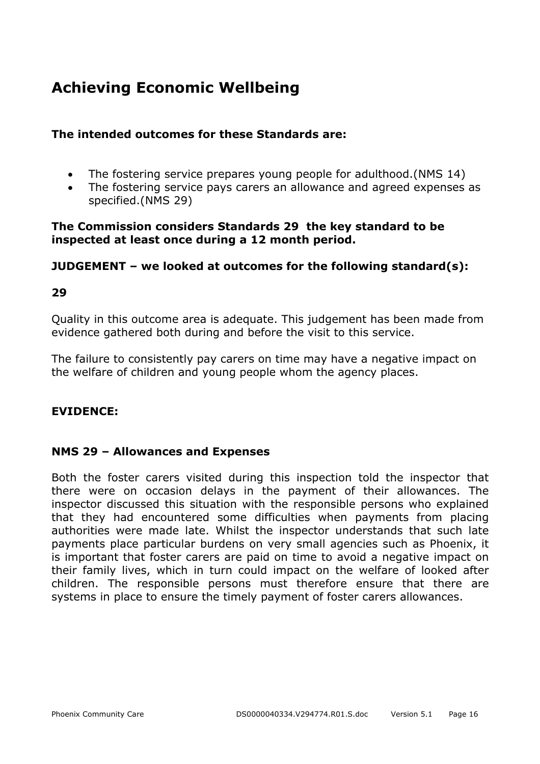# Achieving Economic Wellbeing

**The intended outcomes for these Standards are:**

- The fostering service prepares young people for adulthood.(NMS 14)
- The fostering service pays carers an allowance and agreed expenses as specified.(NMS 29)

**The Commission considers Standards 29 the key standard to be inspected at least once during a 12 month period.**

**JUDGEMENT – we looked at outcomes for the following standard(s):**

**29**

Quality in this outcome area is adequate. This judgement has been made from evidence gathered both during and before the visit to this service.

The failure to consistently pay carers on time may have a negative impact on the welfare of children and young people whom the agency places.

**EVIDENCE:**

**NMS 29 – Allowances and Expenses**

Both the foster carers visited during this inspection told the inspector that there were on occasion delays in the payment of their allowances. The inspector discussed this situation with the responsible persons who explained that they had encountered some difficulties when payments from placing authorities were made late. Whilst the inspector understands that such late payments place particular burdens on very small agencies such as Phoenix, it is important that foster carers are paid on time to avoid a negative impact on their family lives, which in turn could impact on the welfare of looked after children. The responsible persons must therefore ensure that there are systems in place to ensure the timely payment of foster carers allowances.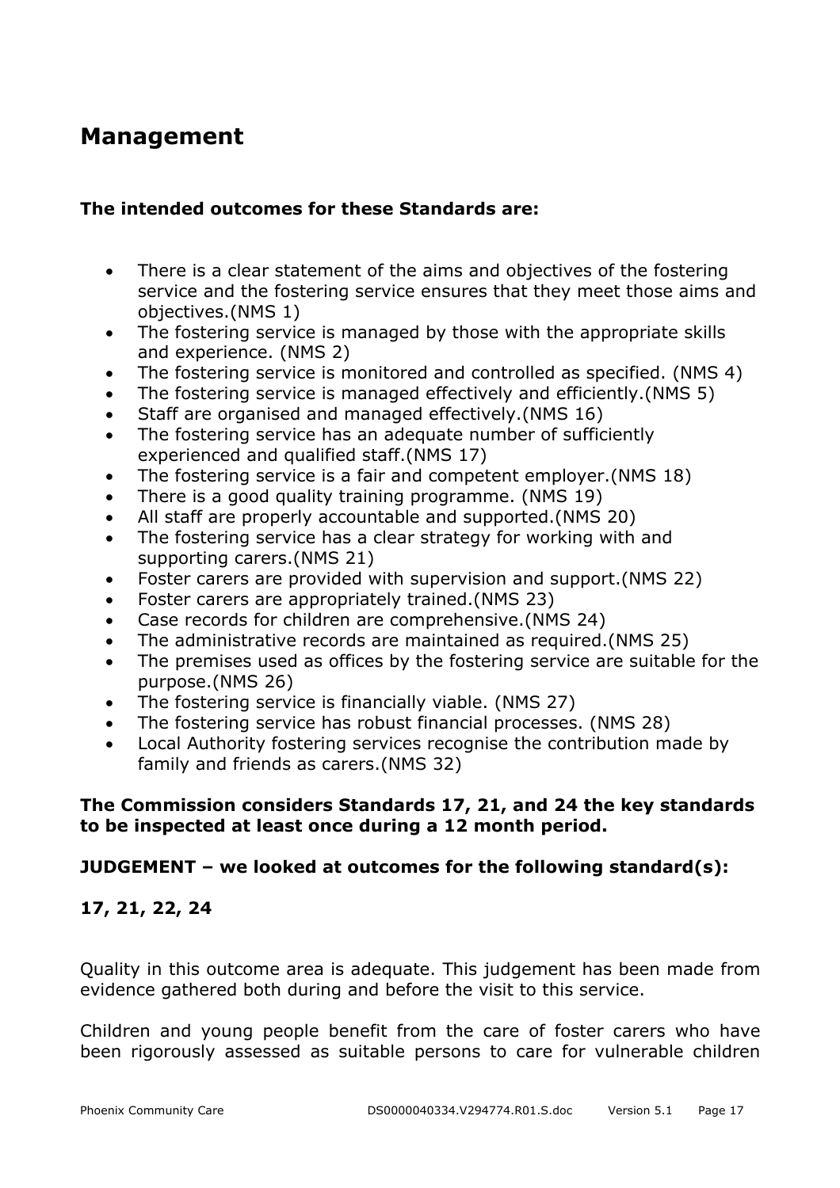## Management

**The intended outcomes for these Standards are:**

- There is a clear statement of the aims and objectives of the fostering service and the fostering service ensures that they meet those aims and objectives.(NMS 1)
- The fostering service is managed by those with the appropriate skills and experience. (NMS 2)
- The fostering service is monitored and controlled as specified. (NMS 4)
- The fostering service is managed effectively and efficiently.(NMS 5)
- Staff are organised and managed effectively.(NMS 16)
- The fostering service has an adequate number of sufficiently experienced and qualified staff.(NMS 17)
- The fostering service is a fair and competent employer.(NMS 18)
- There is a good quality training programme. (NMS 19)
- All staff are properly accountable and supported.(NMS 20)
- The fostering service has a clear strategy for working with and supporting carers.(NMS 21)
- Foster carers are provided with supervision and support.(NMS 22)
- Foster carers are appropriately trained.(NMS 23)
- Case records for children are comprehensive.(NMS 24)
- The administrative records are maintained as required.(NMS 25)
- The premises used as offices by the fostering service are suitable for the purpose.(NMS 26)
- The fostering service is financially viable. (NMS 27)
- The fostering service has robust financial processes. (NMS 28)
- Local Authority fostering services recognise the contribution made by family and friends as carers.(NMS 32)

**The Commission considers Standards 17, 21, and 24 the key standards to be inspected at least once during a 12 month period.**

**JUDGEMENT – we looked at outcomes for the following standard(s):**

**17, 21, 22, 24**

Quality in this outcome area is adequate. This judgement has been made from evidence gathered both during and before the visit to this service.

Children and young people benefit from the care of foster carers who have been rigorously assessed as suitable persons to care for vulnerable children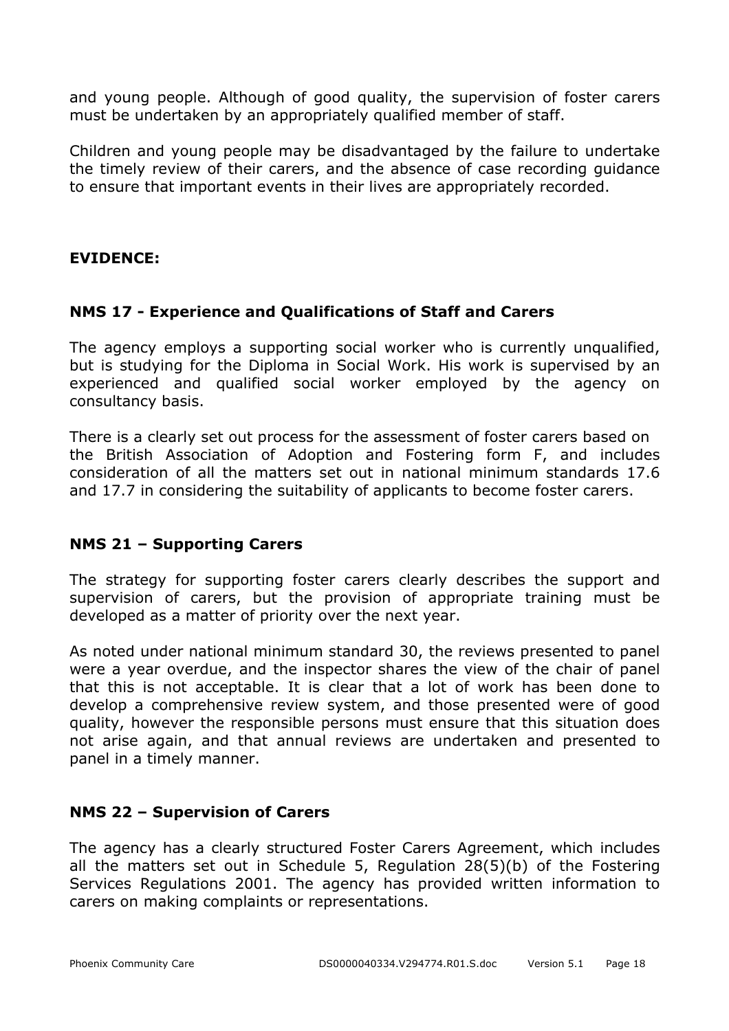and young people. Although of good quality, the supervision of foster carers must be undertaken by an appropriately qualified member of staff.

Children and young people may be disadvantaged by the failure to undertake the timely review of their carers, and the absence of case recording guidance to ensure that important events in their lives are appropriately recorded.

**EVIDENCE:**

### NMS 17 - Experience and Qualifications of Staff and Carers

The agency employs a supporting social worker who is currently unqualified, but is studying for the Diploma in Social Work. His work is supervised by an experienced and qualified social worker employed by the agency on consultancy basis.

There is a clearly set out process for the assessment of foster carers based on the British Association of Adoption and Fostering form F, and includes consideration of all the matters set out in national minimum standards 17.6 and 17.7 in considering the suitability of applicants to become foster carers.

### NMS 21 – Supporting Carers

The strategy for supporting foster carers clearly describes the support and supervision of carers, but the provision of appropriate training must be developed as a matter of priority over the next year.

As noted under national minimum standard 30, the reviews presented to panel were a year overdue, and the inspector shares the view of the chair of panel that this is not acceptable. It is clear that a lot of work has been done to develop a comprehensive review system, and those presented were of good quality, however the responsible persons must ensure that this situation does not arise again, and that annual reviews are undertaken and presented to panel in a timely manner.

### NMS 22 – Supervision of Carers

The agency has a clearly structured Foster Carers Agreement, which includes all the matters set out in Schedule 5, Regulation 28(5)(b) of the Fostering Services Regulations 2001. The agency has provided written information to carers on making complaints or representations.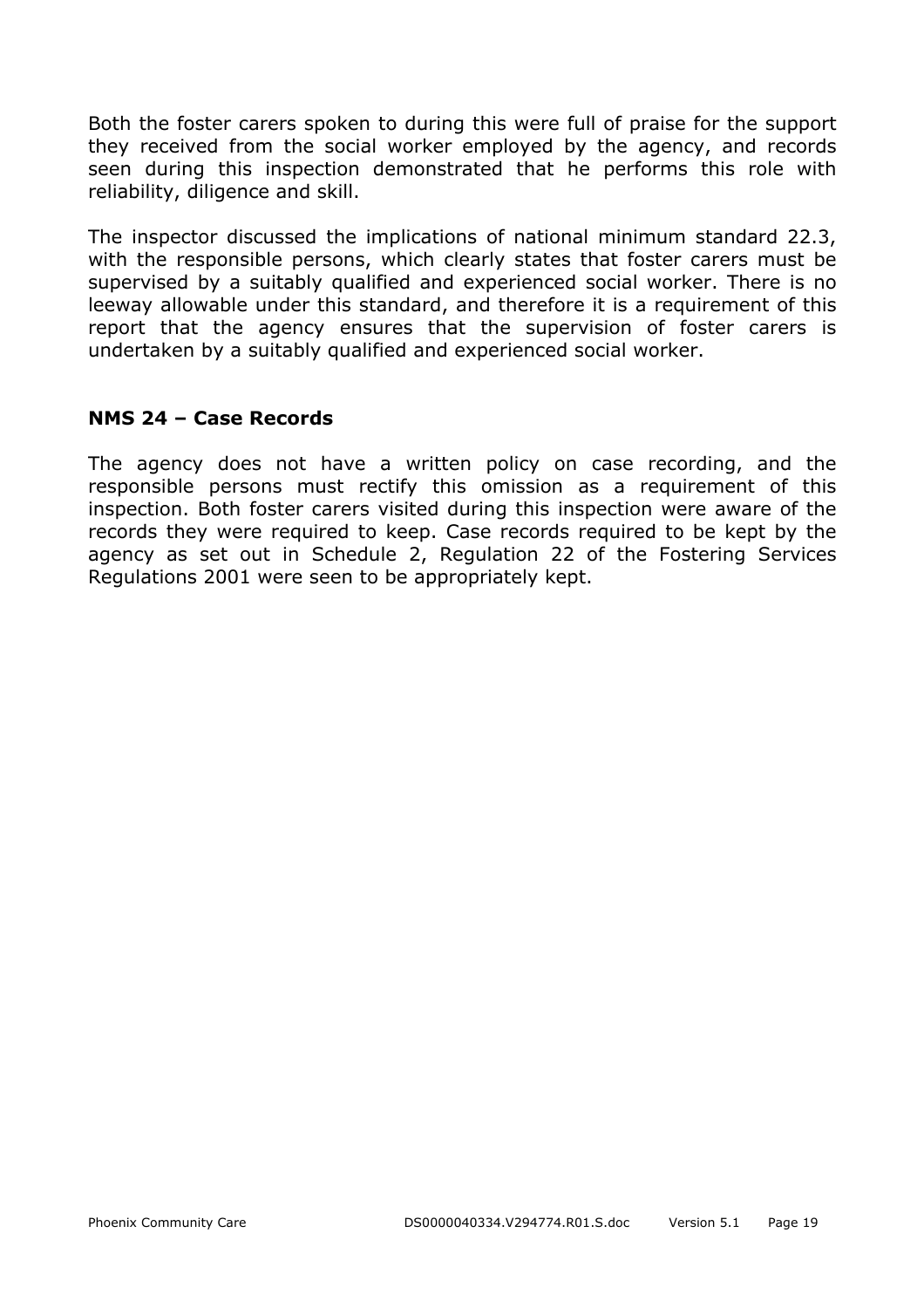Both the foster carers spoken to during this were full of praise for the support they received from the social worker employed by the agency, and records seen during this inspection demonstrated that he performs this role with reliability, diligence and skill.

The inspector discussed the implications of national minimum standard 22.3, with the responsible persons, which clearly states that foster carers must be supervised by a suitably qualified and experienced social worker. There is no leeway allowable under this standard, and therefore it is a requirement of this report that the agency ensures that the supervision of foster carers is undertaken by a suitably qualified and experienced social worker.

### NMS 24 – Case Records

The agency does not have a written policy on case recording, and the responsible persons must rectify this omission as a requirement of this inspection. Both foster carers visited during this inspection were aware of the records they were required to keep. Case records required to be kept by the agency as set out in Schedule 2, Regulation 22 of the Fostering Services Regulations 2001 were seen to be appropriately kept.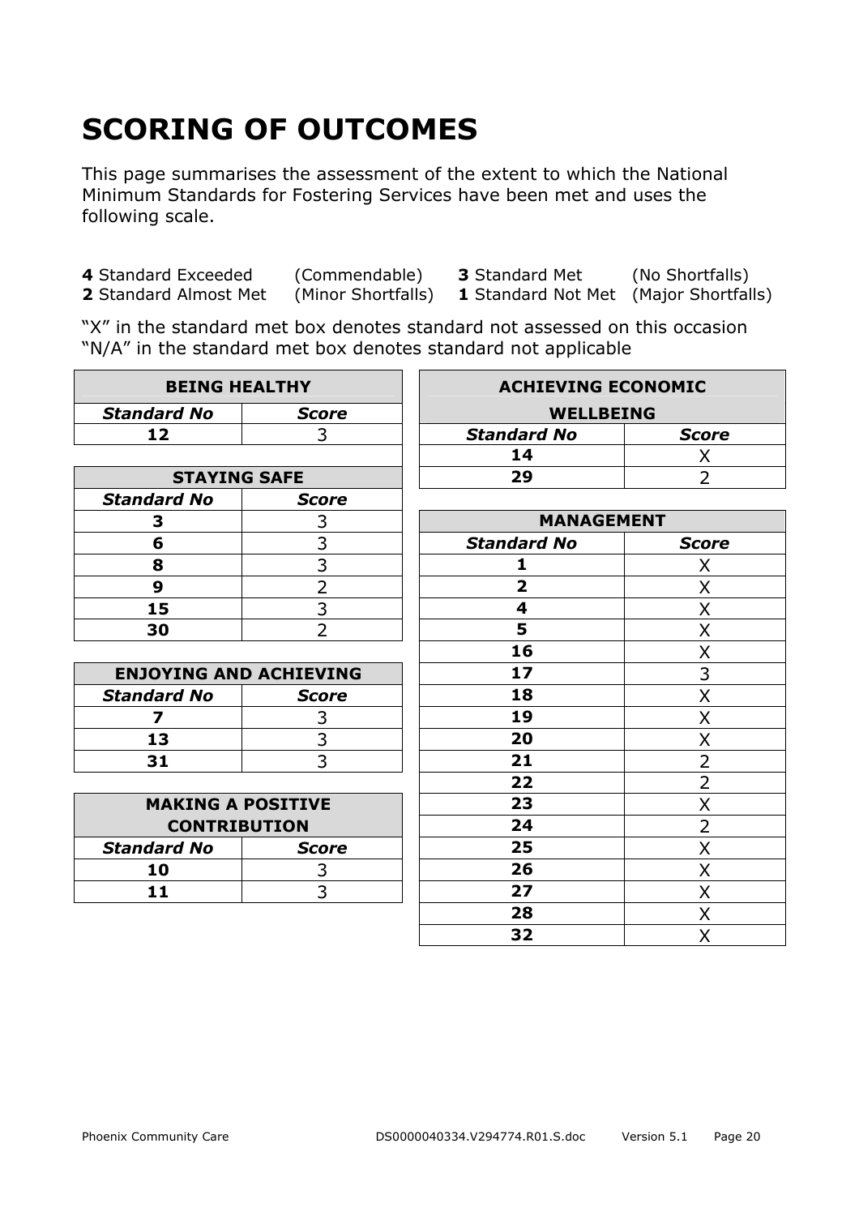# SCORING OF OUTCOMES

This page summarises the assessment of the extent to which the National Minimum Standards for Fostering Services have been met and uses the following scale.

**4** Standard Exceeded (Commendable) **3** Standard Met (No Shortfalls)
**2** Standard Almost Met (Minor Shortfalls) **1** Standard Not Met (Major Shortfalls)

"X" in the standard met box denotes standard not assessed on this occasion
"N/A" in the standard met box denotes standard not applicable

| **BEING HEALTHY** | |
|---|---|
| ***Standard No*** | ***Score*** |
| **12** | 3 |

| **STAYING SAFE** | |
|---|---|
| ***Standard No*** | ***Score*** |
| **3** | 3 |
| **6** | 3 |
| **8** | 3 |
| **9** | 2 |
| **15** | 3 |
| **30** | 2 |

| **ENJOYING AND ACHIEVING** | |
|---|---|
| ***Standard No*** | ***Score*** |
| **7** | 3 |
| **13** | 3 |
| **31** | 3 |

| **MAKING A POSITIVE CONTRIBUTION** | |
|---|---|
| ***Standard No*** | ***Score*** |
| **10** | 3 |
| **11** | 3 |

| **ACHIEVING ECONOMIC WELLBEING** | |
|---|---|
| ***Standard No*** | ***Score*** |
| **14** | X |
| **29** | 2 |

| **MANAGEMENT** | |
|---|---|
| ***Standard No*** | ***Score*** |
| **1** | X |
| **2** | X |
| **4** | X |
| **5** | X |
| **16** | X |
| **17** | 3 |
| **18** | X |
| **19** | X |
| **20** | X |
| **21** | 2 |
| **22** | 2 |
| **23** | X |
| **24** | 2 |
| **25** | X |
| **26** | X |
| **27** | X |
| **28** | X |
| **32** | X |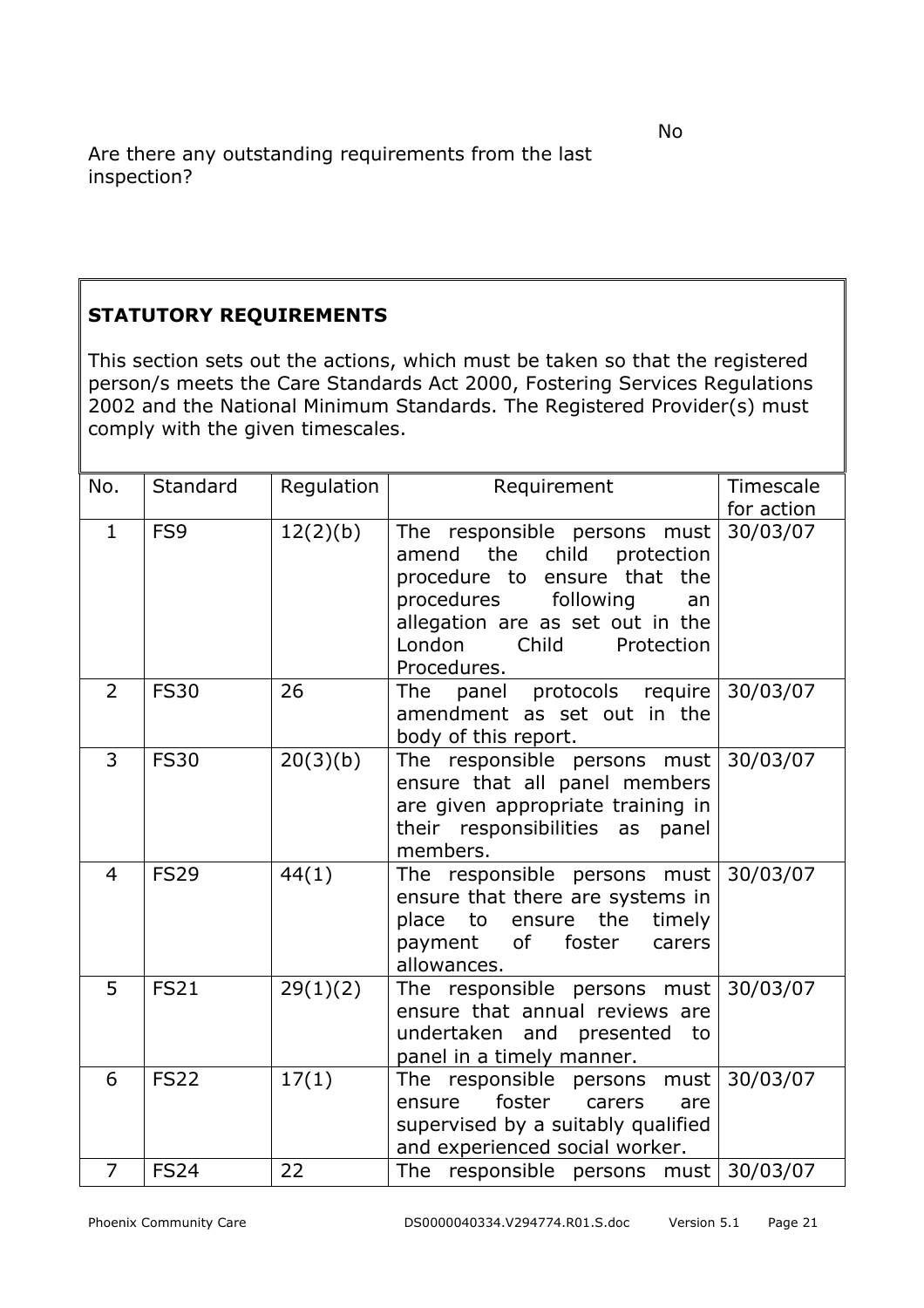Are there any outstanding requirements from the last inspection? No

## STATUTORY REQUIREMENTS

This section sets out the actions, which must be taken so that the registered person/s meets the Care Standards Act 2000, Fostering Services Regulations 2002 and the National Minimum Standards. The Registered Provider(s) must comply with the given timescales.

| No. | Standard | Regulation | Requirement | Timescale for action |
|---|---|---|---|---|
| 1 | FS9 | 12(2)(b) | The responsible persons must amend the child protection procedure to ensure that the procedures following an allegation are as set out in the London Child Protection Procedures. | 30/03/07 |
| 2 | FS30 | 26 | The panel protocols require amendment as set out in the body of this report. | 30/03/07 |
| 3 | FS30 | 20(3)(b) | The responsible persons must ensure that all panel members are given appropriate training in their responsibilities as panel members. | 30/03/07 |
| 4 | FS29 | 44(1) | The responsible persons must ensure that there are systems in place to ensure the timely payment of foster carers allowances. | 30/03/07 |
| 5 | FS21 | 29(1)(2) | The responsible persons must ensure that annual reviews are undertaken and presented to panel in a timely manner. | 30/03/07 |
| 6 | FS22 | 17(1) | The responsible persons must ensure foster carers are supervised by a suitably qualified and experienced social worker. | 30/03/07 |
| 7 | FS24 | 22 | The responsible persons must | 30/03/07 |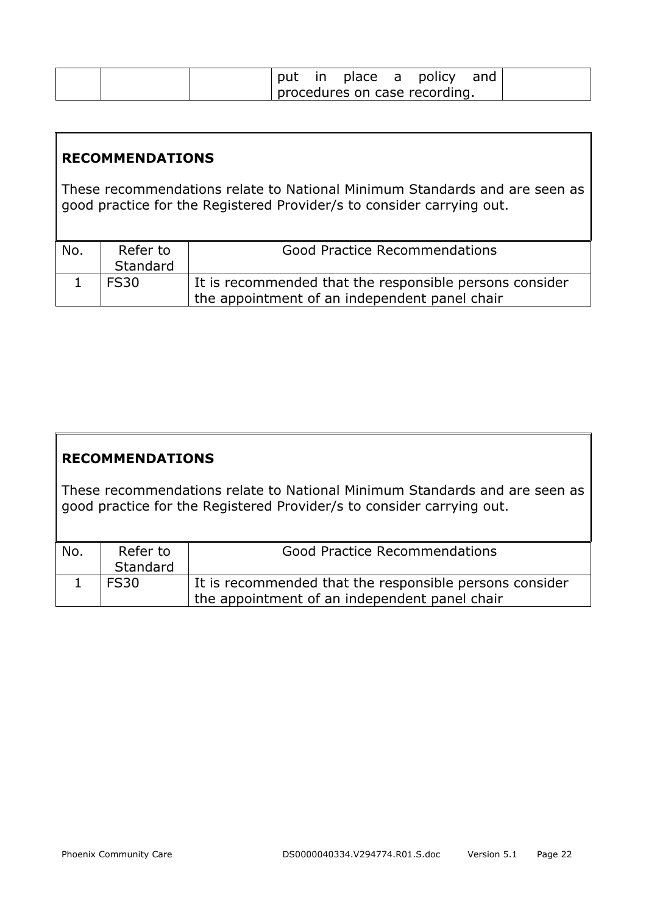| | | | put in place a policy and procedures on case recording. | |
|---|---|---|---|---|

**RECOMMENDATIONS**

These recommendations relate to National Minimum Standards and are seen as good practice for the Registered Provider/s to consider carrying out.

| No. | Refer to Standard | Good Practice Recommendations |
|---|---|---|
| 1 | FS30 | It is recommended that the responsible persons consider the appointment of an independent panel chair |

**RECOMMENDATIONS**

These recommendations relate to National Minimum Standards and are seen as good practice for the Registered Provider/s to consider carrying out.

| No. | Refer to Standard | Good Practice Recommendations |
|---|---|---|
| 1 | FS30 | It is recommended that the responsible persons consider the appointment of an independent panel chair |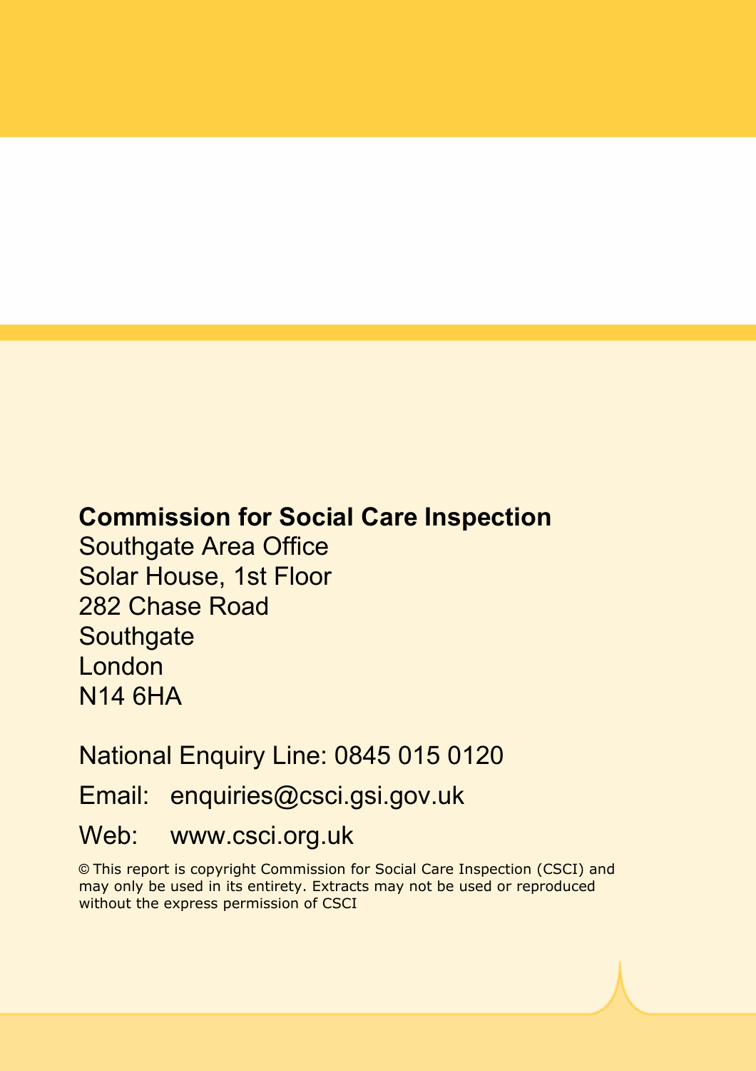**Commission for Social Care Inspection**
Southgate Area Office
Solar House, 1st Floor
282 Chase Road
Southgate
London
N14 6HA

National Enquiry Line: 0845 015 0120

Email: enquiries@csci.gsi.gov.uk

Web: www.csci.org.uk

© This report is copyright Commission for Social Care Inspection (CSCI) and may only be used in its entirety. Extracts may not be used or reproduced without the express permission of CSCI